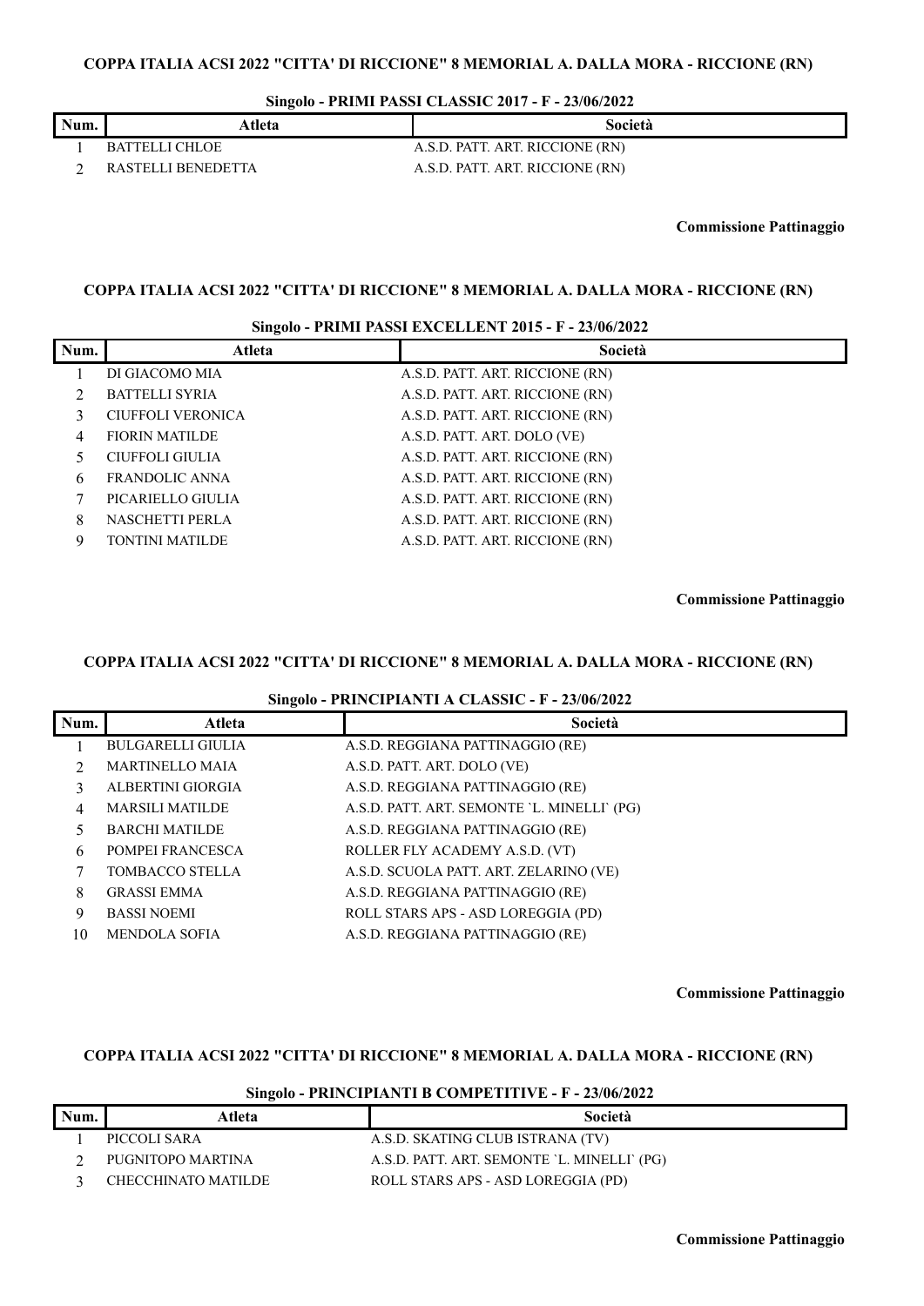**COPPA ITALIA ACSI 2022 "CITTA' DI RICCIONE" 8 MEMORIAL A. DALLA MORA - RICCIONE (RN)**

**Singolo - PRIMI PASSI CLASSIC 2017 - F - 23/06/2022**

| Num. | Atleta | Società |
|---|---|---|
| 1 | BATTELLI CHLOE | A.S.D. PATT. ART. RICCIONE (RN) |
| 2 | RASTELLI BENEDETTA | A.S.D. PATT. ART. RICCIONE (RN) |

**Commissione Pattinaggio**

**COPPA ITALIA ACSI 2022 "CITTA' DI RICCIONE" 8 MEMORIAL A. DALLA MORA - RICCIONE (RN)**

**Singolo - PRIMI PASSI EXCELLENT 2015 - F - 23/06/2022**

| Num. | Atleta | Società |
|---|---|---|
| 1 | DI GIACOMO MIA | A.S.D. PATT. ART. RICCIONE (RN) |
| 2 | BATTELLI SYRIA | A.S.D. PATT. ART. RICCIONE (RN) |
| 3 | CIUFFOLI VERONICA | A.S.D. PATT. ART. RICCIONE (RN) |
| 4 | FIORIN MATILDE | A.S.D. PATT. ART. DOLO (VE) |
| 5 | CIUFFOLI GIULIA | A.S.D. PATT. ART. RICCIONE (RN) |
| 6 | FRANDOLIC ANNA | A.S.D. PATT. ART. RICCIONE (RN) |
| 7 | PICARIELLO GIULIA | A.S.D. PATT. ART. RICCIONE (RN) |
| 8 | NASCHETTI PERLA | A.S.D. PATT. ART. RICCIONE (RN) |
| 9 | TONTINI MATILDE | A.S.D. PATT. ART. RICCIONE (RN) |

**Commissione Pattinaggio**

**COPPA ITALIA ACSI 2022 "CITTA' DI RICCIONE" 8 MEMORIAL A. DALLA MORA - RICCIONE (RN)**

**Singolo - PRINCIPIANTI A CLASSIC - F - 23/06/2022**

| Num. | Atleta | Società |
|---|---|---|
| 1 | BULGARELLI GIULIA | A.S.D. REGGIANA PATTINAGGIO (RE) |
| 2 | MARTINELLO MAIA | A.S.D. PATT. ART. DOLO (VE) |
| 3 | ALBERTINI GIORGIA | A.S.D. REGGIANA PATTINAGGIO (RE) |
| 4 | MARSILI MATILDE | A.S.D. PATT. ART. SEMONTE `L. MINELLI` (PG) |
| 5 | BARCHI MATILDE | A.S.D. REGGIANA PATTINAGGIO (RE) |
| 6 | POMPEI FRANCESCA | ROLLER FLY ACADEMY A.S.D. (VT) |
| 7 | TOMBACCO STELLA | A.S.D. SCUOLA PATT. ART. ZELARINO (VE) |
| 8 | GRASSI EMMA | A.S.D. REGGIANA PATTINAGGIO (RE) |
| 9 | BASSI NOEMI | ROLL STARS APS - ASD LOREGGIA (PD) |
| 10 | MENDOLA SOFIA | A.S.D. REGGIANA PATTINAGGIO (RE) |

**Commissione Pattinaggio**

**COPPA ITALIA ACSI 2022 "CITTA' DI RICCIONE" 8 MEMORIAL A. DALLA MORA - RICCIONE (RN)**

**Singolo - PRINCIPIANTI B COMPETITIVE - F - 23/06/2022**

| Num. | Atleta | Società |
|---|---|---|
| 1 | PICCOLI SARA | A.S.D. SKATING CLUB ISTRANA (TV) |
| 2 | PUGNITOPO MARTINA | A.S.D. PATT. ART. SEMONTE `L. MINELLI` (PG) |
| 3 | CHECCHINATO MATILDE | ROLL STARS APS - ASD LOREGGIA (PD) |

**Commissione Pattinaggio**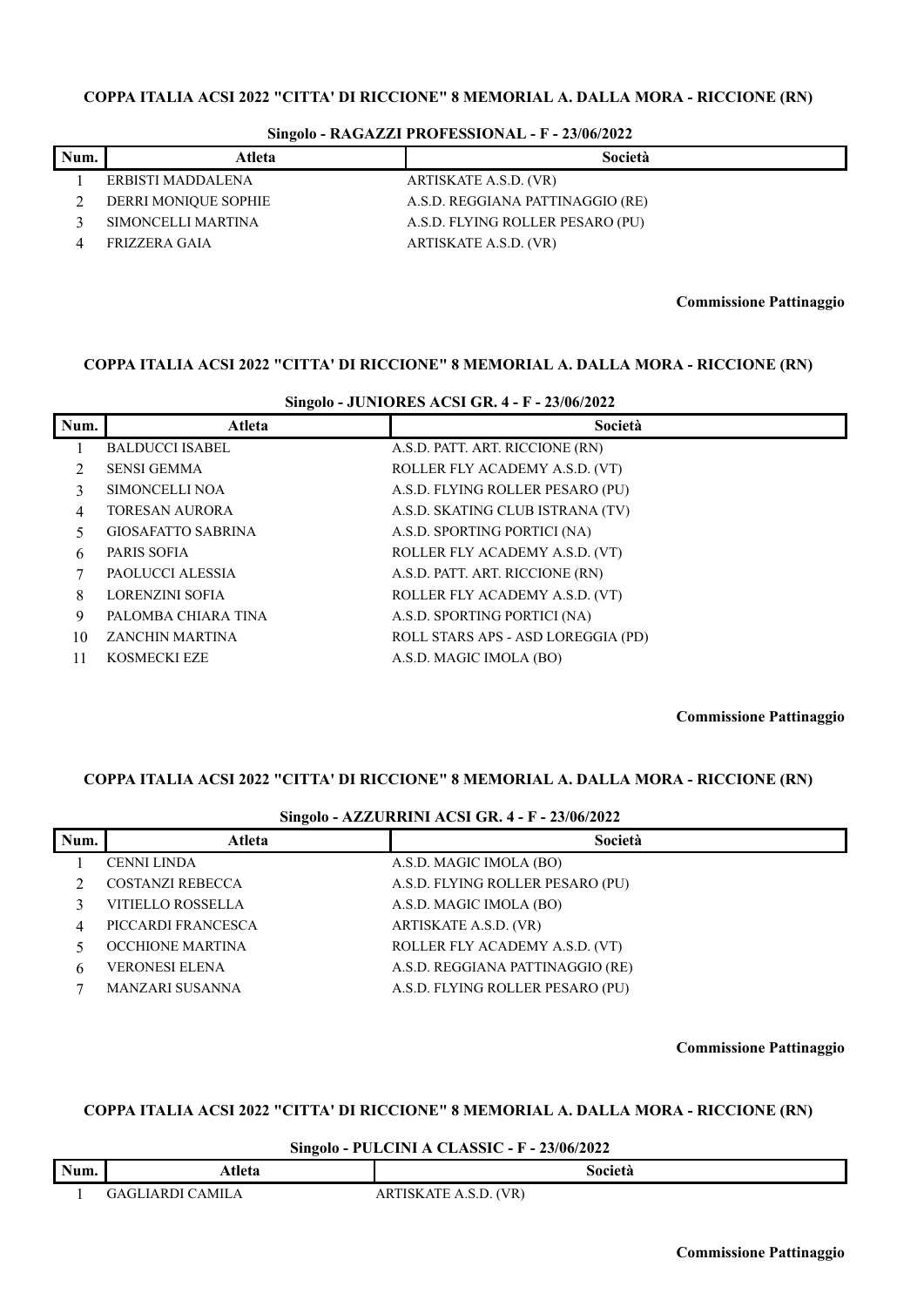## COPPA ITALIA ACSI 2022 "CITTA' DI RICCIONE" 8 MEMORIAL A. DALLA MORA - RICCIONE (RN)

### Singolo - RAGAZZI PROFESSIONAL - F - 23/06/2022

| Num. | Atleta | Società |
|---|---|---|
| 1 | ERBISTI MADDALENA | ARTISKATE A.S.D. (VR) |
| 2 | DERRI MONIQUE SOPHIE | A.S.D. REGGIANA PATTINAGGIO (RE) |
| 3 | SIMONCELLI MARTINA | A.S.D. FLYING ROLLER PESARO (PU) |
| 4 | FRIZZERA GAIA | ARTISKATE A.S.D. (VR) |

**Commissione Pattinaggio**

## COPPA ITALIA ACSI 2022 "CITTA' DI RICCIONE" 8 MEMORIAL A. DALLA MORA - RICCIONE (RN)

### Singolo - JUNIORES ACSI GR. 4 - F - 23/06/2022

| Num. | Atleta | Società |
|---|---|---|
| 1 | BALDUCCI ISABEL | A.S.D. PATT. ART. RICCIONE (RN) |
| 2 | SENSI GEMMA | ROLLER FLY ACADEMY A.S.D. (VT) |
| 3 | SIMONCELLI NOA | A.S.D. FLYING ROLLER PESARO (PU) |
| 4 | TORESAN AURORA | A.S.D. SKATING CLUB ISTRANA (TV) |
| 5 | GIOSAFATTO SABRINA | A.S.D. SPORTING PORTICI (NA) |
| 6 | PARIS SOFIA | ROLLER FLY ACADEMY A.S.D. (VT) |
| 7 | PAOLUCCI ALESSIA | A.S.D. PATT. ART. RICCIONE (RN) |
| 8 | LORENZINI SOFIA | ROLLER FLY ACADEMY A.S.D. (VT) |
| 9 | PALOMBA CHIARA TINA | A.S.D. SPORTING PORTICI (NA) |
| 10 | ZANCHIN MARTINA | ROLL STARS APS - ASD LOREGGIA (PD) |
| 11 | KOSMECKI EZE | A.S.D. MAGIC IMOLA (BO) |

**Commissione Pattinaggio**

## COPPA ITALIA ACSI 2022 "CITTA' DI RICCIONE" 8 MEMORIAL A. DALLA MORA - RICCIONE (RN)

### Singolo - AZZURRINI ACSI GR. 4 - F - 23/06/2022

| Num. | Atleta | Società |
|---|---|---|
| 1 | CENNI LINDA | A.S.D. MAGIC IMOLA (BO) |
| 2 | COSTANZI REBECCA | A.S.D. FLYING ROLLER PESARO (PU) |
| 3 | VITIELLO ROSSELLA | A.S.D. MAGIC IMOLA (BO) |
| 4 | PICCARDI FRANCESCA | ARTISKATE A.S.D. (VR) |
| 5 | OCCHIONE MARTINA | ROLLER FLY ACADEMY A.S.D. (VT) |
| 6 | VERONESI ELENA | A.S.D. REGGIANA PATTINAGGIO (RE) |
| 7 | MANZARI SUSANNA | A.S.D. FLYING ROLLER PESARO (PU) |

**Commissione Pattinaggio**

## COPPA ITALIA ACSI 2022 "CITTA' DI RICCIONE" 8 MEMORIAL A. DALLA MORA - RICCIONE (RN)

### Singolo - PULCINI A CLASSIC - F - 23/06/2022

| Num. | Atleta | Società |
|---|---|---|
| 1 | GAGLIARDI CAMILA | ARTISKATE A.S.D. (VR) |

**Commissione Pattinaggio**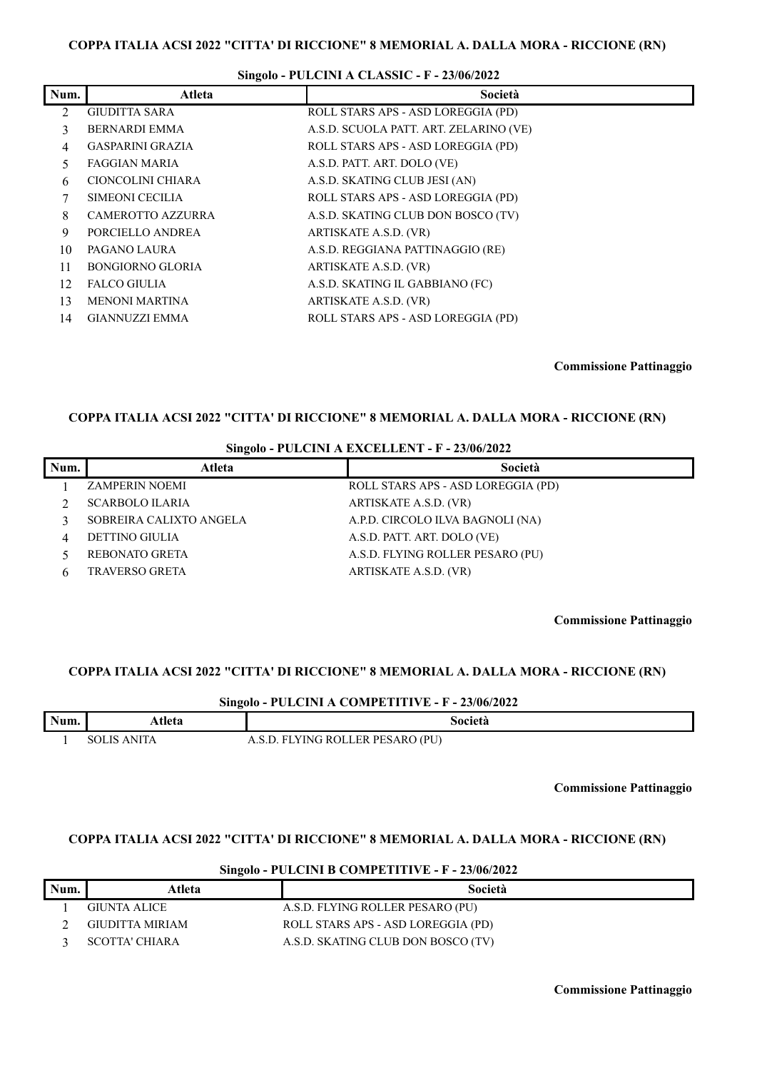**COPPA ITALIA ACSI 2022 "CITTA' DI RICCIONE" 8 MEMORIAL A. DALLA MORA - RICCIONE (RN)**

**Singolo - PULCINI A CLASSIC - F - 23/06/2022**

| Num. | Atleta | Società |
|---|---|---|
| 2 | GIUDITTA SARA | ROLL STARS APS - ASD LOREGGIA (PD) |
| 3 | BERNARDI EMMA | A.S.D. SCUOLA PATT. ART. ZELARINO (VE) |
| 4 | GASPARINI GRAZIA | ROLL STARS APS - ASD LOREGGIA (PD) |
| 5 | FAGGIAN MARIA | A.S.D. PATT. ART. DOLO (VE) |
| 6 | CIONCOLINI CHIARA | A.S.D. SKATING CLUB JESI (AN) |
| 7 | SIMEONI CECILIA | ROLL STARS APS - ASD LOREGGIA (PD) |
| 8 | CAMEROTTO AZZURRA | A.S.D. SKATING CLUB DON BOSCO (TV) |
| 9 | PORCIELLO ANDREA | ARTISKATE A.S.D. (VR) |
| 10 | PAGANO LAURA | A.S.D. REGGIANA PATTINAGGIO (RE) |
| 11 | BONGIORNO GLORIA | ARTISKATE A.S.D. (VR) |
| 12 | FALCO GIULIA | A.S.D. SKATING IL GABBIANO (FC) |
| 13 | MENONI MARTINA | ARTISKATE A.S.D. (VR) |
| 14 | GIANNUZZI EMMA | ROLL STARS APS - ASD LOREGGIA (PD) |

**Commissione Pattinaggio**

**COPPA ITALIA ACSI 2022 "CITTA' DI RICCIONE" 8 MEMORIAL A. DALLA MORA - RICCIONE (RN)**

**Singolo - PULCINI A EXCELLENT - F - 23/06/2022**

| Num. | Atleta | Società |
|---|---|---|
| 1 | ZAMPERIN NOEMI | ROLL STARS APS - ASD LOREGGIA (PD) |
| 2 | SCARBOLO ILARIA | ARTISKATE A.S.D. (VR) |
| 3 | SOBREIRA CALIXTO ANGELA | A.P.D. CIRCOLO ILVA BAGNOLI (NA) |
| 4 | DETTINO GIULIA | A.S.D. PATT. ART. DOLO (VE) |
| 5 | REBONATO GRETA | A.S.D. FLYING ROLLER PESARO (PU) |
| 6 | TRAVERSO GRETA | ARTISKATE A.S.D. (VR) |

**Commissione Pattinaggio**

**COPPA ITALIA ACSI 2022 "CITTA' DI RICCIONE" 8 MEMORIAL A. DALLA MORA - RICCIONE (RN)**

**Singolo - PULCINI A COMPETITIVE - F - 23/06/2022**

| Num. | Atleta | Società |
|---|---|---|
| 1 | SOLIS ANITA | A.S.D. FLYING ROLLER PESARO (PU) |

**Commissione Pattinaggio**

**COPPA ITALIA ACSI 2022 "CITTA' DI RICCIONE" 8 MEMORIAL A. DALLA MORA - RICCIONE (RN)**

**Singolo - PULCINI B COMPETITIVE - F - 23/06/2022**

| Num. | Atleta | Società |
|---|---|---|
| 1 | GIUNTA ALICE | A.S.D. FLYING ROLLER PESARO (PU) |
| 2 | GIUDITTA MIRIAM | ROLL STARS APS - ASD LOREGGIA (PD) |
| 3 | SCOTTA' CHIARA | A.S.D. SKATING CLUB DON BOSCO (TV) |

**Commissione Pattinaggio**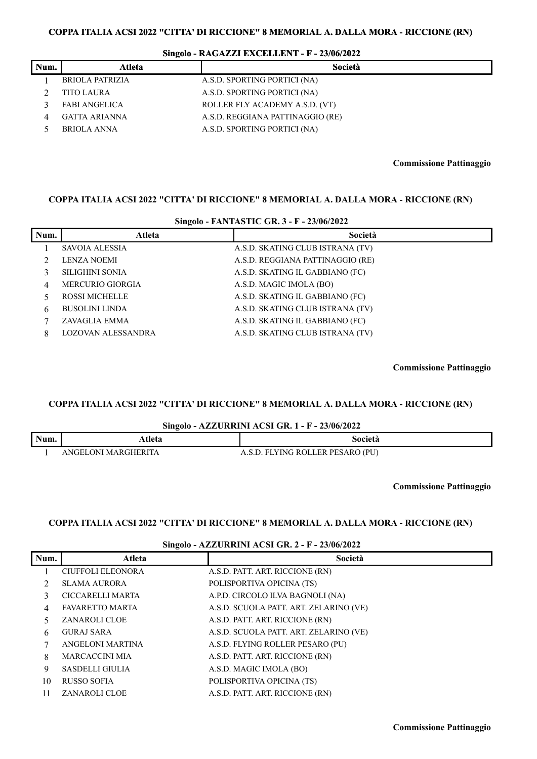**COPPA ITALIA ACSI 2022 "CITTA' DI RICCIONE" 8 MEMORIAL A. DALLA MORA - RICCIONE (RN)**

**Singolo - RAGAZZI EXCELLENT - F - 23/06/2022**

| Num. | Atleta | Società |
|---|---|---|
| 1 | BRIOLA PATRIZIA | A.S.D. SPORTING PORTICI (NA) |
| 2 | TITO LAURA | A.S.D. SPORTING PORTICI (NA) |
| 3 | FABI ANGELICA | ROLLER FLY ACADEMY A.S.D. (VT) |
| 4 | GATTA ARIANNA | A.S.D. REGGIANA PATTINAGGIO (RE) |
| 5 | BRIOLA ANNA | A.S.D. SPORTING PORTICI (NA) |

**Commissione Pattinaggio**

**COPPA ITALIA ACSI 2022 "CITTA' DI RICCIONE" 8 MEMORIAL A. DALLA MORA - RICCIONE (RN)**

**Singolo - FANTASTIC GR. 3 - F - 23/06/2022**

| Num. | Atleta | Società |
|---|---|---|
| 1 | SAVOIA ALESSIA | A.S.D. SKATING CLUB ISTRANA (TV) |
| 2 | LENZA NOEMI | A.S.D. REGGIANA PATTINAGGIO (RE) |
| 3 | SILIGHINI SONIA | A.S.D. SKATING IL GABBIANO (FC) |
| 4 | MERCURIO GIORGIA | A.S.D. MAGIC IMOLA (BO) |
| 5 | ROSSI MICHELLE | A.S.D. SKATING IL GABBIANO (FC) |
| 6 | BUSOLINI LINDA | A.S.D. SKATING CLUB ISTRANA (TV) |
| 7 | ZAVAGLIA EMMA | A.S.D. SKATING IL GABBIANO (FC) |
| 8 | LOZOVAN ALESSANDRA | A.S.D. SKATING CLUB ISTRANA (TV) |

**Commissione Pattinaggio**

**COPPA ITALIA ACSI 2022 "CITTA' DI RICCIONE" 8 MEMORIAL A. DALLA MORA - RICCIONE (RN)**

**Singolo - AZZURRINI ACSI GR. 1 - F - 23/06/2022**

| Num. | Atleta | Società |
|---|---|---|
| 1 | ANGELONI MARGHERITA | A.S.D. FLYING ROLLER PESARO (PU) |

**Commissione Pattinaggio**

**COPPA ITALIA ACSI 2022 "CITTA' DI RICCIONE" 8 MEMORIAL A. DALLA MORA - RICCIONE (RN)**

**Singolo - AZZURRINI ACSI GR. 2 - F - 23/06/2022**

| Num. | Atleta | Società |
|---|---|---|
| 1 | CIUFFOLI ELEONORA | A.S.D. PATT. ART. RICCIONE (RN) |
| 2 | SLAMA AURORA | POLISPORTIVA OPICINA (TS) |
| 3 | CICCARELLI MARTA | A.P.D. CIRCOLO ILVA BAGNOLI (NA) |
| 4 | FAVARETTO MARTA | A.S.D. SCUOLA PATT. ART. ZELARINO (VE) |
| 5 | ZANAROLI CLOE | A.S.D. PATT. ART. RICCIONE (RN) |
| 6 | GURAJ SARA | A.S.D. SCUOLA PATT. ART. ZELARINO (VE) |
| 7 | ANGELONI MARTINA | A.S.D. FLYING ROLLER PESARO (PU) |
| 8 | MARCACCINI MIA | A.S.D. PATT. ART. RICCIONE (RN) |
| 9 | SASDELLI GIULIA | A.S.D. MAGIC IMOLA (BO) |
| 10 | RUSSO SOFIA | POLISPORTIVA OPICINA (TS) |
| 11 | ZANAROLI CLOE | A.S.D. PATT. ART. RICCIONE (RN) |

**Commissione Pattinaggio**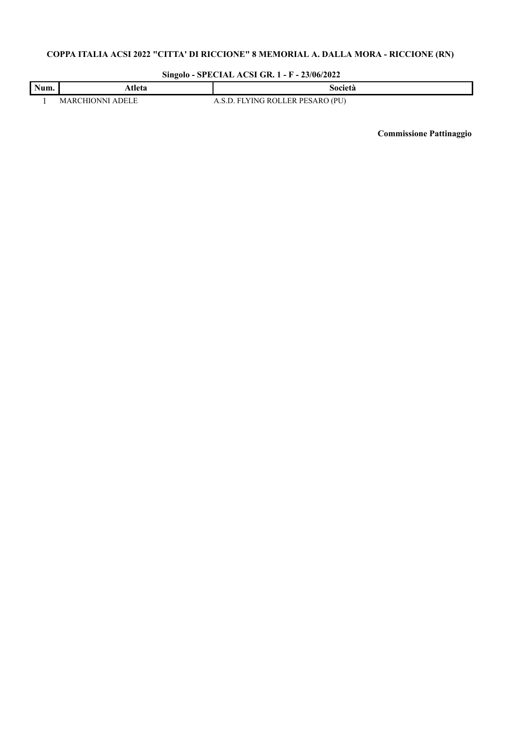**COPPA ITALIA ACSI 2022 "CITTA' DI RICCIONE" 8 MEMORIAL A. DALLA MORA - RICCIONE (RN)**

**Singolo - SPECIAL ACSI GR. 1 - F - 23/06/2022**

| Num. | Atleta | Società |
|---|---|---|
| 1 | MARCHIONNI ADELE | A.S.D. FLYING ROLLER PESARO (PU) |

**Commissione Pattinaggio**